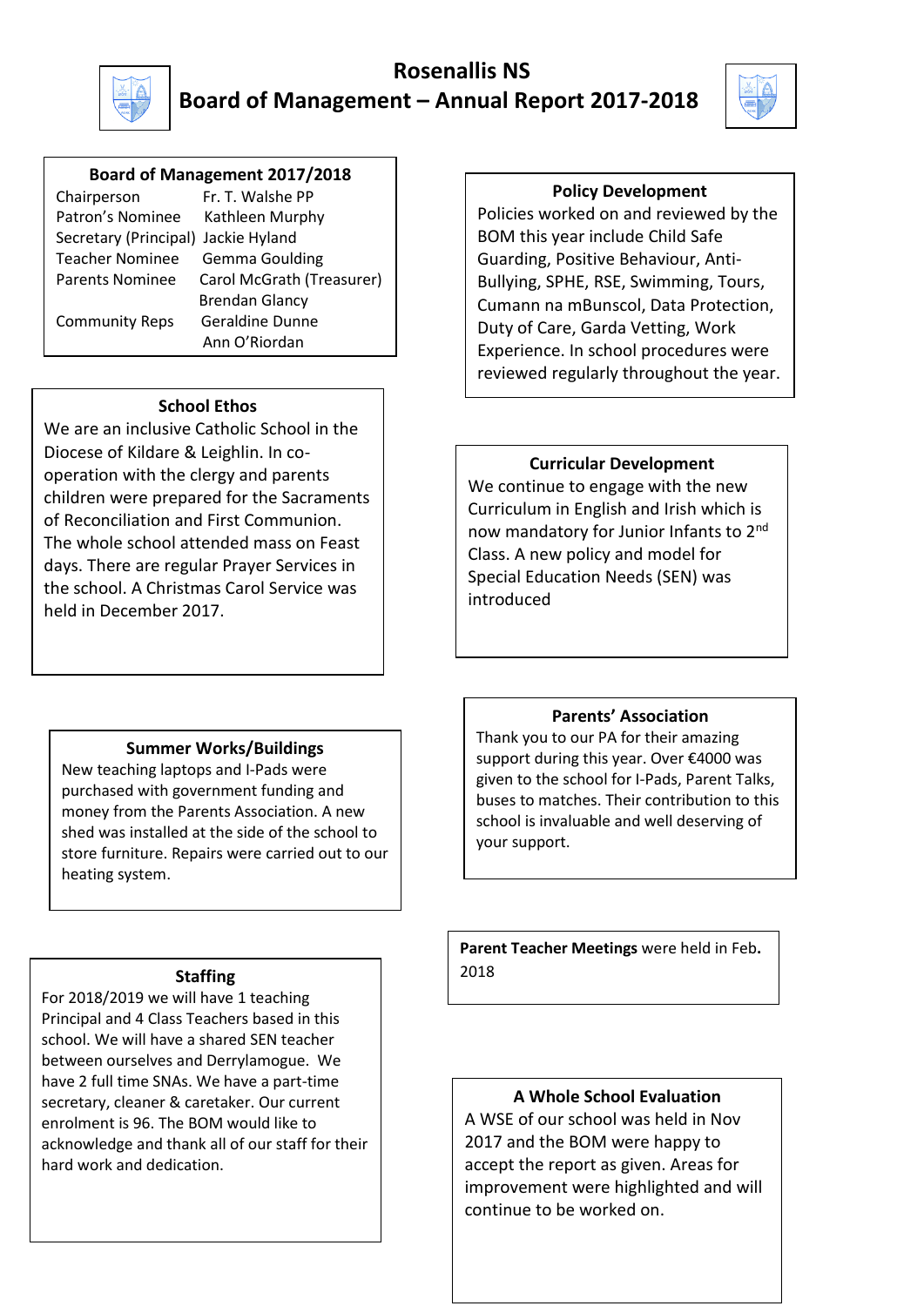# Rosenallis NS

## Board of Management – Annual Report 2017-2018

### Board of Management 2017/2018

| Role | Name |
|---|---|
| Chairperson | Fr. T. Walshe PP |
| Patron's Nominee | Kathleen Murphy |
| Secretary (Principal) | Jackie Hyland |
| Teacher Nominee | Gemma Goulding |
| Parents Nominee | Carol McGrath (Treasurer) |
| | Brendan Glancy |
| Community Reps | Geraldine Dunne |
| | Ann O'Riordan |

### School Ethos

We are an inclusive Catholic School in the Diocese of Kildare & Leighlin. In co-operation with the clergy and parents children were prepared for the Sacraments of Reconciliation and First Communion. The whole school attended mass on Feast days. There are regular Prayer Services in the school. A Christmas Carol Service was held in December 2017.

### Summer Works/Buildings

New teaching laptops and I-Pads were purchased with government funding and money from the Parents Association. A new shed was installed at the side of the school to store furniture. Repairs were carried out to our heating system.

### Staffing

For 2018/2019 we will have 1 teaching Principal and 4 Class Teachers based in this school. We will have a shared SEN teacher between ourselves and Derrylamogue. We have 2 full time SNAs. We have a part-time secretary, cleaner & caretaker. Our current enrolment is 96. The BOM would like to acknowledge and thank all of our staff for their hard work and dedication.

### Policy Development

Policies worked on and reviewed by the BOM this year include Child Safe Guarding, Positive Behaviour, Anti-Bullying, SPHE, RSE, Swimming, Tours, Cumann na mBunscol, Data Protection, Duty of Care, Garda Vetting, Work Experience. In school procedures were reviewed regularly throughout the year.

### Curricular Development

We continue to engage with the new Curriculum in English and Irish which is now mandatory for Junior Infants to 2nd Class. A new policy and model for Special Education Needs (SEN) was introduced

### Parents' Association

Thank you to our PA for their amazing support during this year. Over €4000 was given to the school for I-Pads, Parent Talks, buses to matches. Their contribution to this school is invaluable and well deserving of your support.

**Parent Teacher Meetings** were held in Feb**.** 2018

### A Whole School Evaluation

A WSE of our school was held in Nov 2017 and the BOM were happy to accept the report as given. Areas for improvement were highlighted and will continue to be worked on.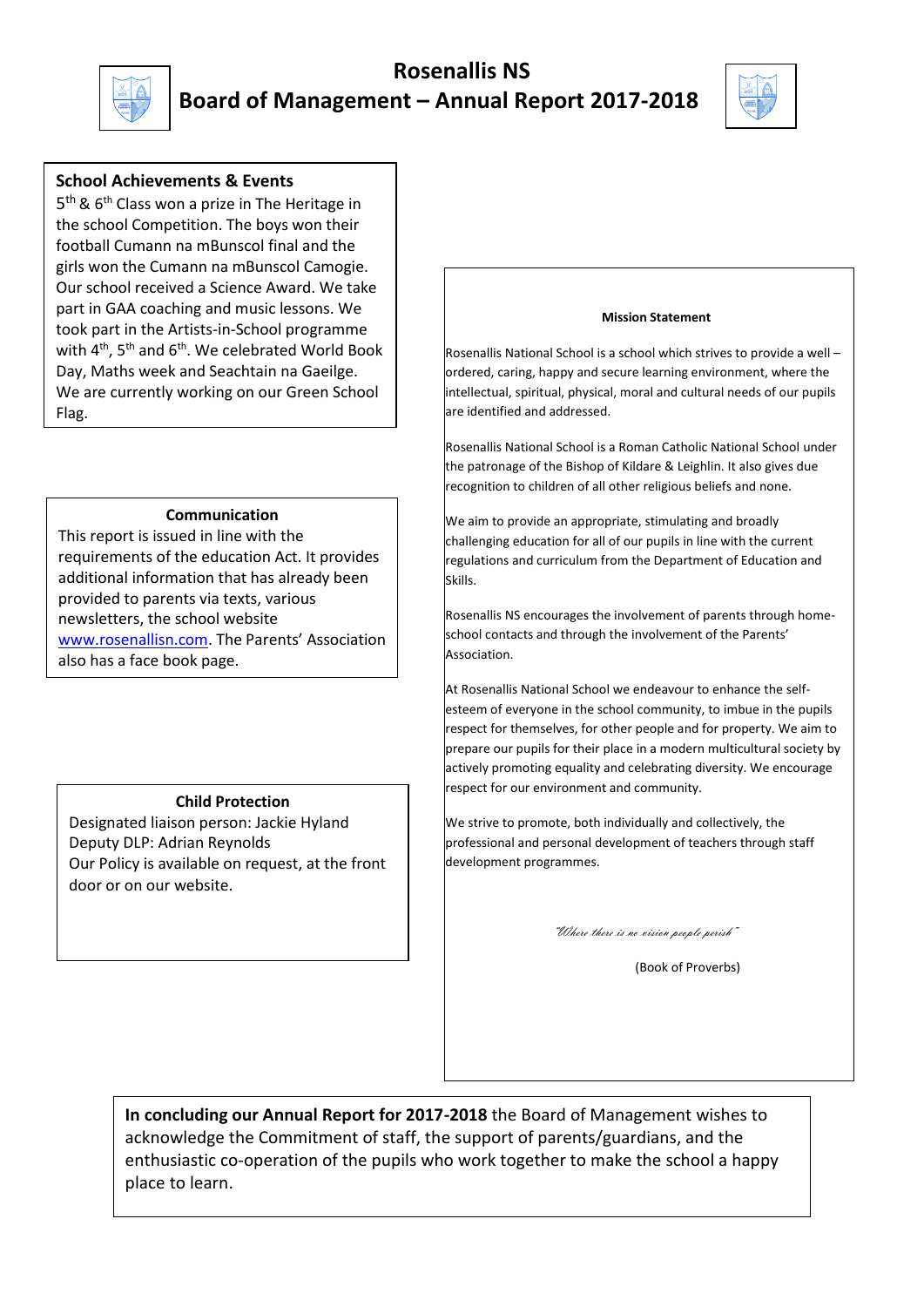# Rosenallis NS
# Board of Management – Annual Report 2017-2018

**School Achievements & Events**

5th & 6th Class won a prize in The Heritage in the school Competition. The boys won their football Cumann na mBunscol final and the girls won the Cumann na mBunscol Camogie. Our school received a Science Award. We take part in GAA coaching and music lessons. We took part in the Artists-in-School programme with 4th, 5th and 6th. We celebrated World Book Day, Maths week and Seachtain na Gaeilge. We are currently working on our Green School Flag.

**Communication**

This report is issued in line with the requirements of the education Act. It provides additional information that has already been provided to parents via texts, various newsletters, the school website www.rosenallisn.com. The Parents' Association also has a face book page.

**Child Protection**

Designated liaison person: Jackie Hyland
Deputy DLP: Adrian Reynolds
Our Policy is available on request, at the front door or on our website.

**Mission Statement**

Rosenallis National School is a school which strives to provide a well –ordered, caring, happy and secure learning environment, where the intellectual, spiritual, physical, moral and cultural needs of our pupils are identified and addressed.

Rosenallis National School is a Roman Catholic National School under the patronage of the Bishop of Kildare & Leighlin. It also gives due recognition to children of all other religious beliefs and none.

We aim to provide an appropriate, stimulating and broadly challenging education for all of our pupils in line with the current regulations and curriculum from the Department of Education and Skills.

Rosenallis NS encourages the involvement of parents through home-school contacts and through the involvement of the Parents' Association.

At Rosenallis National School we endeavour to enhance the self-esteem of everyone in the school community, to imbue in the pupils respect for themselves, for other people and for property. We aim to prepare our pupils for their place in a modern multicultural society by actively promoting equality and celebrating diversity. We encourage respect for our environment and community.

We strive to promote, both individually and collectively, the professional and personal development of teachers through staff development programmes.

*"Where there is no vision people perish"*

(Book of Proverbs)

**In concluding our Annual Report for 2017-2018** the Board of Management wishes to acknowledge the Commitment of staff, the support of parents/guardians, and the enthusiastic co-operation of the pupils who work together to make the school a happy place to learn.